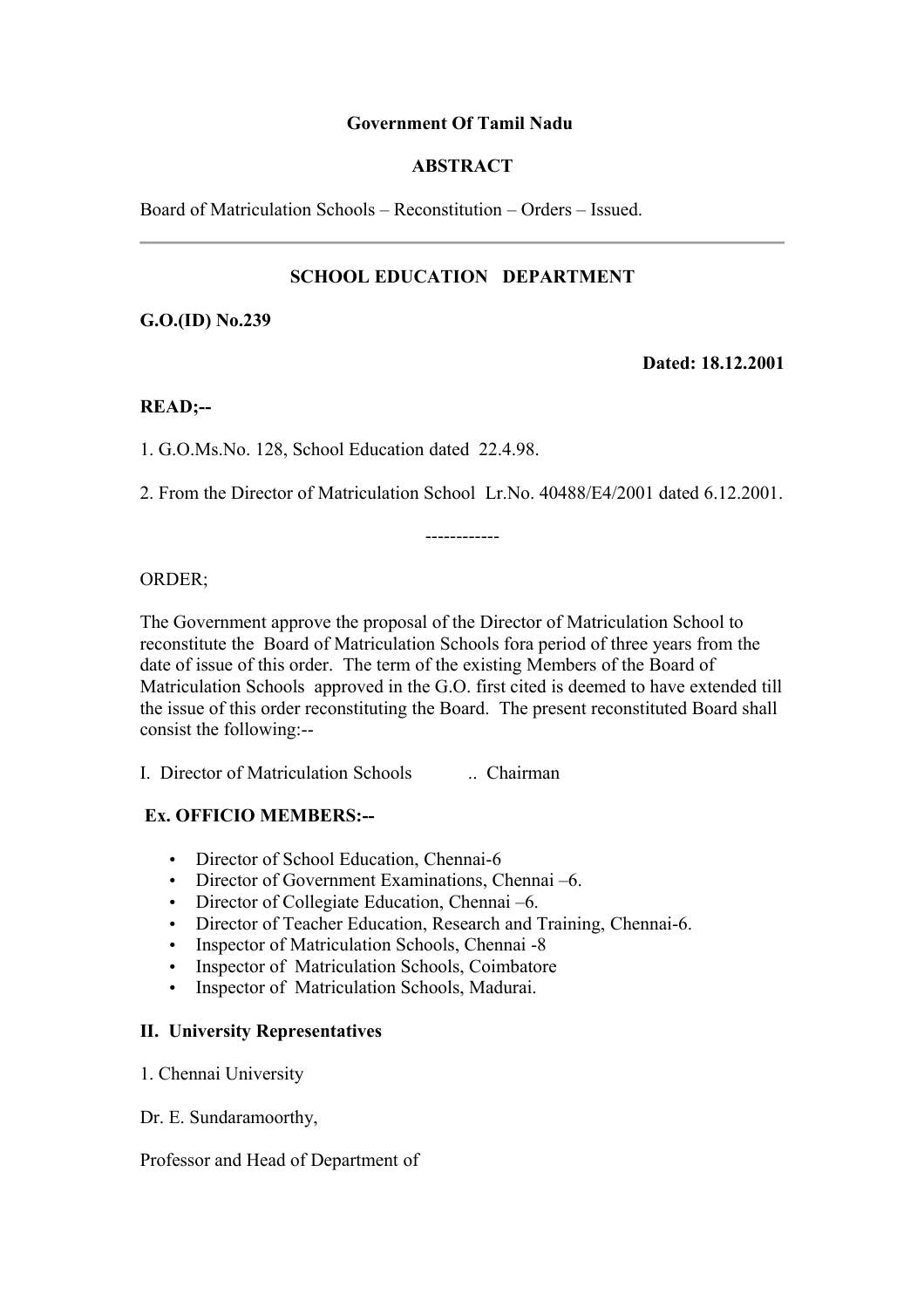**Government Of Tamil Nadu**

**ABSTRACT**

Board of Matriculation Schools – Reconstitution – Orders – Issued.

---

**SCHOOL EDUCATION   DEPARTMENT**

**G.O.(ID) No.239**

**Dated: 18.12.2001**

**READ;--**

1. G.O.Ms.No. 128, School Education dated  22.4.98.

2. From the Director of Matriculation School  Lr.No. 40488/E4/2001 dated 6.12.2001.

------------

ORDER;

The Government approve the proposal of the Director of Matriculation School to reconstitute the  Board of Matriculation Schools fora period of three years from the date of issue of this order.  The term of the existing Members of the Board of Matriculation Schools  approved in the G.O. first cited is deemed to have extended till the issue of this order reconstituting the Board.  The present reconstituted Board shall consist the following:--

I.  Director of Matriculation Schools           ..  Chairman

**Ex. OFFICIO MEMBERS:--**

- Director of School Education, Chennai-6
- Director of Government Examinations, Chennai –6.
- Director of Collegiate Education, Chennai –6.
- Director of Teacher Education, Research and Training, Chennai-6.
- Inspector of Matriculation Schools, Chennai -8
- Inspector of  Matriculation Schools, Coimbatore
- Inspector of  Matriculation Schools, Madurai.

**II.  University Representatives**

1. Chennai University

Dr. E. Sundaramoorthy,

Professor and Head of Department of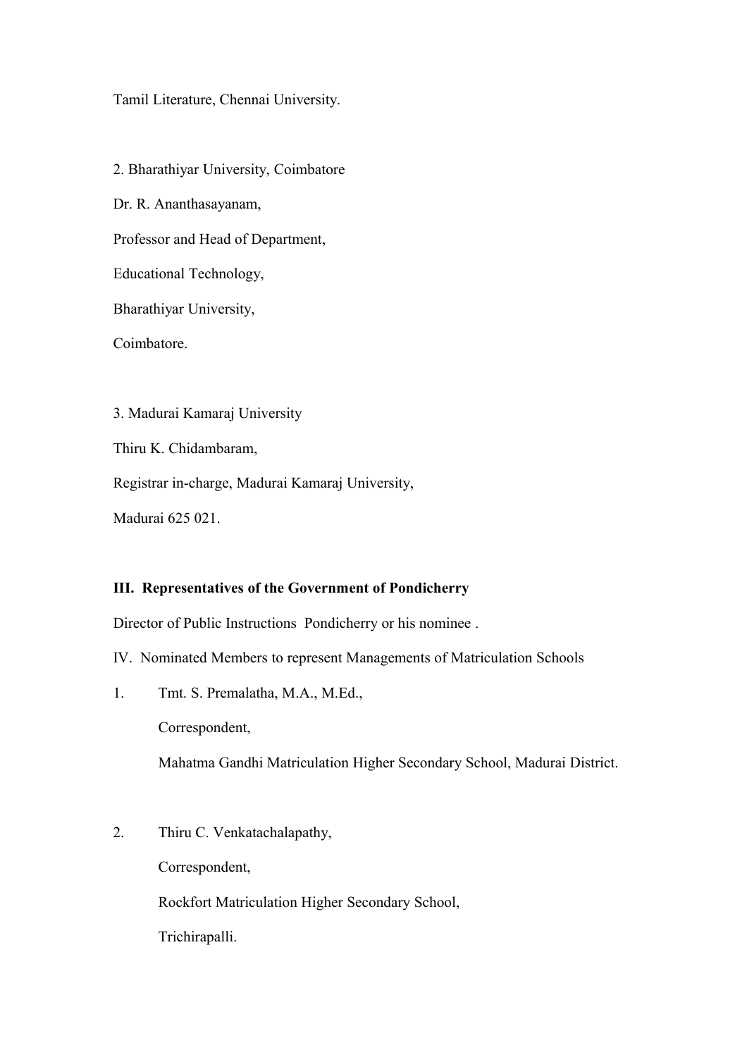Tamil Literature, Chennai University.

2. Bharathiyar University, Coimbatore

Dr. R. Ananthasayanam,

Professor and Head of Department,

Educational Technology,

Bharathiyar University,

Coimbatore.

3. Madurai Kamaraj University

Thiru K. Chidambaram,

Registrar in-charge, Madurai Kamaraj University,

Madurai 625 021.

**III. Representatives of the Government of Pondicherry**

Director of Public Instructions Pondicherry or his nominee .

IV. Nominated Members to represent Managements of Matriculation Schools

1. Tmt. S. Premalatha, M.A., M.Ed.,

   Correspondent,

   Mahatma Gandhi Matriculation Higher Secondary School, Madurai District.

2. Thiru C. Venkatachalapathy,

   Correspondent,

   Rockfort Matriculation Higher Secondary School,

   Trichirapalli.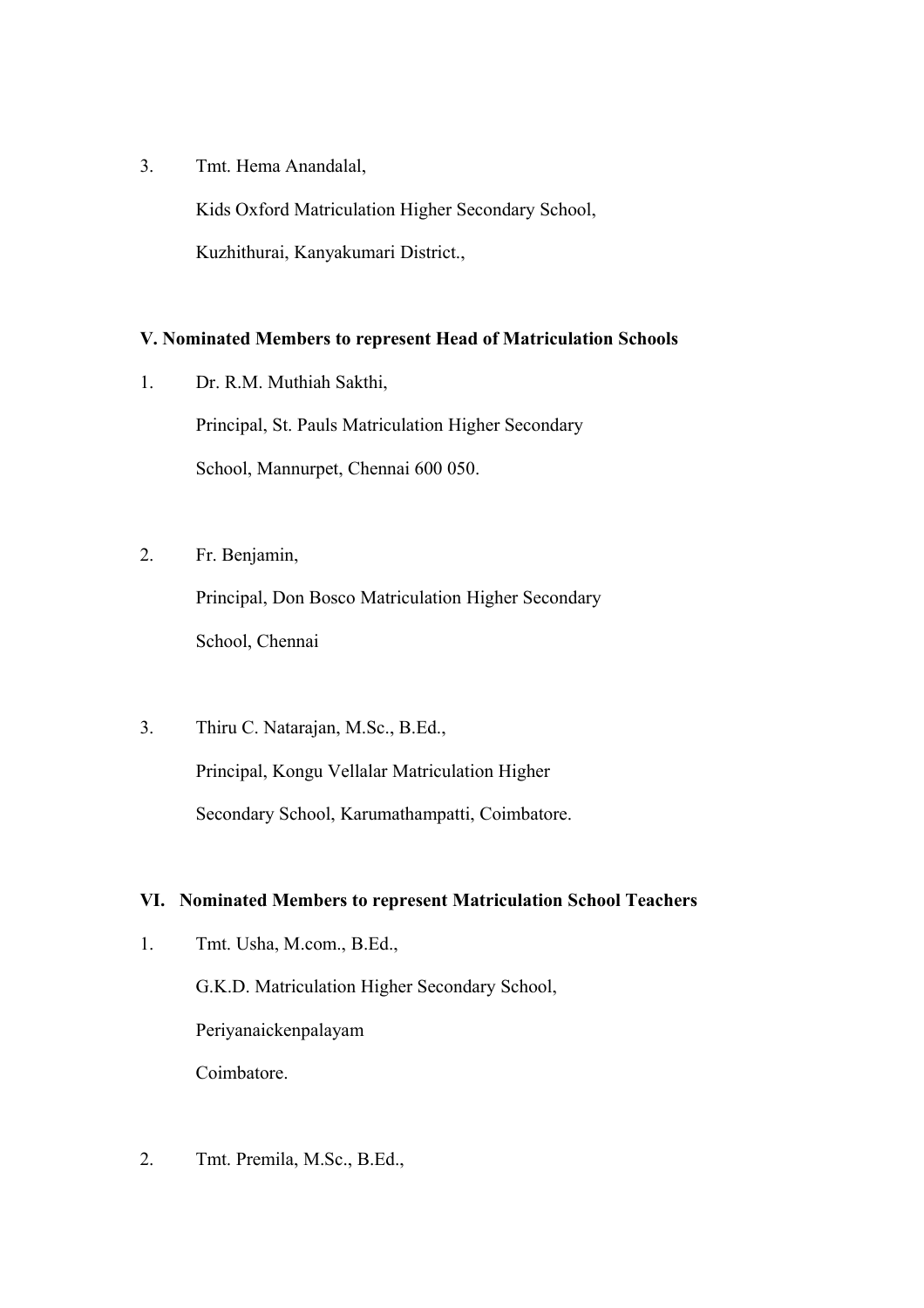3. Tmt. Hema Anandalal,

   Kids Oxford Matriculation Higher Secondary School,

   Kuzhithurai, Kanyakumari District.,

**V. Nominated Members to represent Head of Matriculation Schools**

1. Dr. R.M. Muthiah Sakthi,

   Principal, St. Pauls Matriculation Higher Secondary

   School, Mannurpet, Chennai 600 050.

2. Fr. Benjamin,

   Principal, Don Bosco Matriculation Higher Secondary

   School, Chennai

3. Thiru C. Natarajan, M.Sc., B.Ed.,

   Principal, Kongu Vellalar Matriculation Higher

   Secondary School, Karumathampatti, Coimbatore.

**VI. Nominated Members to represent Matriculation School Teachers**

1. Tmt. Usha, M.com., B.Ed.,

   G.K.D. Matriculation Higher Secondary School,

   Periyanaickenpalayam

   Coimbatore.

2. Tmt. Premila, M.Sc., B.Ed.,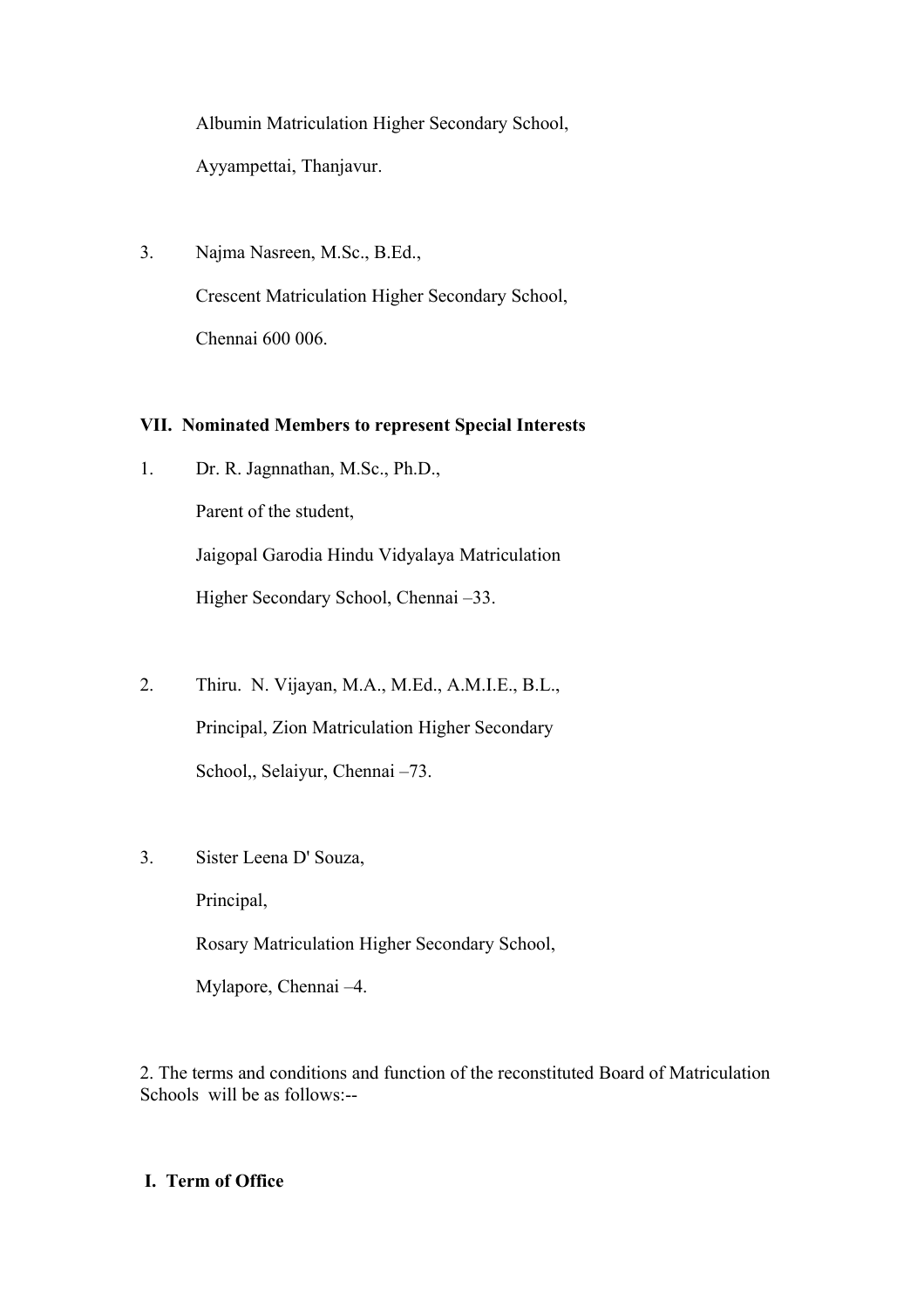Albumin Matriculation Higher Secondary School,

Ayyampettai, Thanjavur.

3. Najma Nasreen, M.Sc., B.Ed.,

   Crescent Matriculation Higher Secondary School,

   Chennai 600 006.

**VII. Nominated Members to represent Special Interests**

1. Dr. R. Jagnnathan, M.Sc., Ph.D.,

   Parent of the student,

   Jaigopal Garodia Hindu Vidyalaya Matriculation

   Higher Secondary School, Chennai –33.

2. Thiru. N. Vijayan, M.A., M.Ed., A.M.I.E., B.L.,

   Principal, Zion Matriculation Higher Secondary

   School,, Selaiyur, Chennai –73.

3. Sister Leena D' Souza,

   Principal,

   Rosary Matriculation Higher Secondary School,

   Mylapore, Chennai –4.

2. The terms and conditions and function of the reconstituted Board of Matriculation Schools will be as follows:--

**I. Term of Office**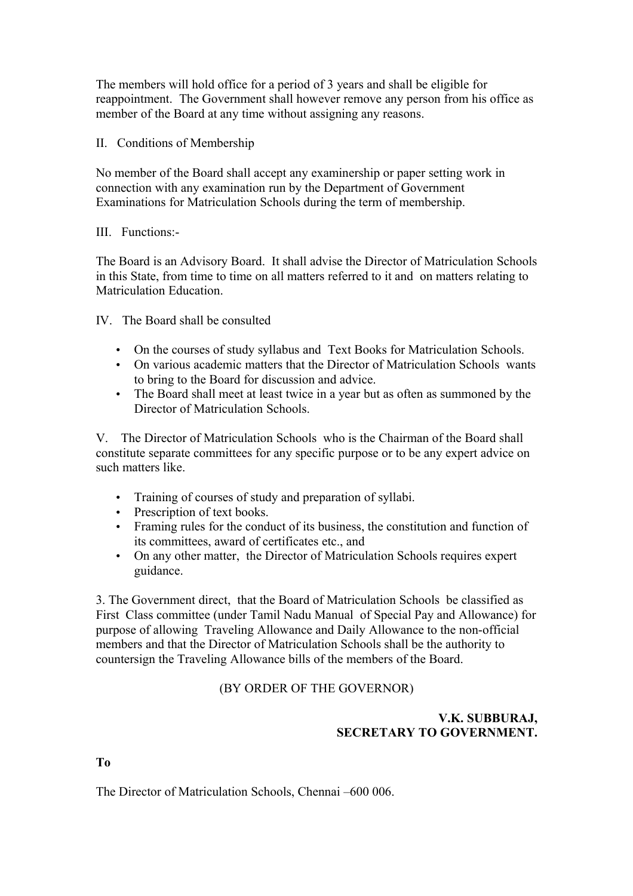The members will hold office for a period of 3 years and shall be eligible for reappointment. The Government shall however remove any person from his office as member of the Board at any time without assigning any reasons.

II. Conditions of Membership

No member of the Board shall accept any examinership or paper setting work in connection with any examination run by the Department of Government Examinations for Matriculation Schools during the term of membership.

III. Functions:-

The Board is an Advisory Board. It shall advise the Director of Matriculation Schools in this State, from time to time on all matters referred to it and on matters relating to Matriculation Education.

IV. The Board shall be consulted

- On the courses of study syllabus and Text Books for Matriculation Schools.
- On various academic matters that the Director of Matriculation Schools wants to bring to the Board for discussion and advice.
- The Board shall meet at least twice in a year but as often as summoned by the Director of Matriculation Schools.

V. The Director of Matriculation Schools who is the Chairman of the Board shall constitute separate committees for any specific purpose or to be any expert advice on such matters like.

- Training of courses of study and preparation of syllabi.
- Prescription of text books.
- Framing rules for the conduct of its business, the constitution and function of its committees, award of certificates etc., and
- On any other matter, the Director of Matriculation Schools requires expert guidance.

3. The Government direct, that the Board of Matriculation Schools be classified as First Class committee (under Tamil Nadu Manual of Special Pay and Allowance) for purpose of allowing Traveling Allowance and Daily Allowance to the non-official members and that the Director of Matriculation Schools shall be the authority to countersign the Traveling Allowance bills of the members of the Board.

(BY ORDER OF THE GOVERNOR)

**V.K. SUBBURAJ,**
**SECRETARY TO GOVERNMENT.**

**To**

The Director of Matriculation Schools, Chennai –600 006.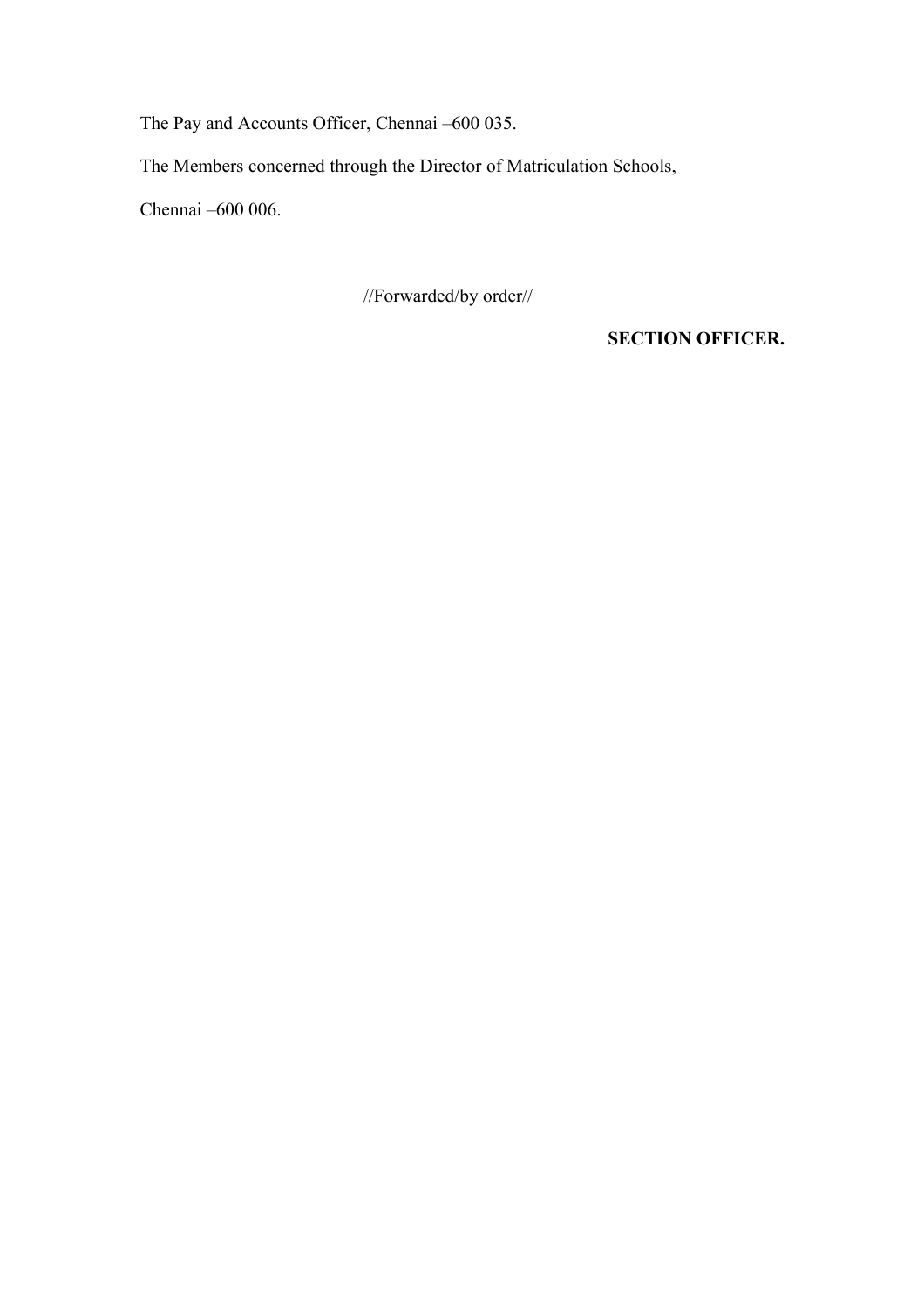The Pay and Accounts Officer, Chennai –600 035.

The Members concerned through the Director of Matriculation Schools,

Chennai –600 006.

//Forwarded/by order//

**SECTION OFFICER.**